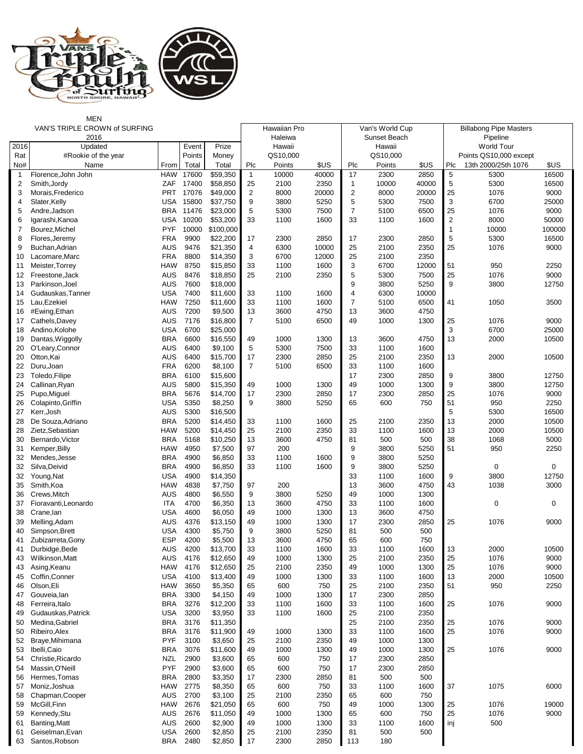MEN

| VAN'S TRIPLE CROWN of SURFING | | | | | Hawaiian Pro | | | Van's World Cup | | | Billabong Pipe Masters | | |
|---|---|---|---|---|---|---|---|---|---|---|---|---|---|
| 2016 | | | | | Haleiwa | | | Sunset Beach | | | Pipeline | | |
| 2016 | Updated | | Event | Prize | Hawaii | | | Hawaii | | | World Tour | | |
| Rat | #Rookie of the year | | Points | Money | QS10,000 | | | QS10,000 | | | Points QS10,000 except | | |
| No# | Name | From | Total | Total | Plc | Points | $US | Plc | Points | $US | Plc | 13th 2000/25th 1076 | $US |
| 1 | Florence,John John | HAW | 17600 | $59,350 | 1 | 10000 | 40000 | 17 | 2300 | 2850 | 5 | 5300 | 16500 |
| 2 | Smith,Jordy | ZAF | 17400 | $58,850 | 25 | 2100 | 2350 | 1 | 10000 | 40000 | 5 | 5300 | 16500 |
| 3 | Morais,Frederico | PRT | 17076 | $49,000 | 2 | 8000 | 20000 | 2 | 8000 | 20000 | 25 | 1076 | 9000 |
| 4 | Slater,Kelly | USA | 15800 | $37,750 | 9 | 3800 | 5250 | 5 | 5300 | 7500 | 3 | 6700 | 25000 |
| 5 | Andre,Jadson | BRA | 11476 | $23,000 | 5 | 5300 | 7500 | 7 | 5100 | 6500 | 25 | 1076 | 9000 |
| 6 | Igarashi,Kanoa | USA | 10200 | $53,200 | 33 | 1100 | 1600 | 33 | 1100 | 1600 | 2 | 8000 | 50000 |
| 7 | Bourez,Michel | PYF | 10000 | $100,000 | | | | | | | 1 | 10000 | 100000 |
| 8 | Flores,Jeremy | FRA | 9900 | $22,200 | 17 | 2300 | 2850 | 17 | 2300 | 2850 | 5 | 5300 | 16500 |
| 9 | Buchan,Adrian | AUS | 9476 | $21,350 | 4 | 6300 | 10000 | 25 | 2100 | 2350 | 25 | 1076 | 9000 |
| 10 | Lacomare,Marc | FRA | 8800 | $14,350 | 3 | 6700 | 12000 | 25 | 2100 | 2350 | | | |
| 11 | Meister,Torrey | HAW | 8750 | $15,850 | 33 | 1100 | 1600 | 3 | 6700 | 12000 | 51 | 950 | 2250 |
| 12 | Freestone,Jack | AUS | 8476 | $18,850 | 25 | 2100 | 2350 | 5 | 5300 | 7500 | 25 | 1076 | 9000 |
| 13 | Parkinson,Joel | AUS | 7600 | $18,000 | | | | 9 | 3800 | 5250 | 9 | 3800 | 12750 |
| 14 | Gudauskas,Tanner | USA | 7400 | $11,600 | 33 | 1100 | 1600 | 4 | 6300 | 10000 | | | |
| 15 | Lau,Ezekiel | HAW | 7250 | $11,600 | 33 | 1100 | 1600 | 7 | 5100 | 6500 | 41 | 1050 | 3500 |
| 16 | #Ewing,Ethan | AUS | 7200 | $9,500 | 13 | 3600 | 4750 | 13 | 3600 | 4750 | | | |
| 17 | Cathels,Davey | AUS | 7176 | $16,800 | 7 | 5100 | 6500 | 49 | 1000 | 1300 | 25 | 1076 | 9000 |
| 18 | Andino,Kolohe | USA | 6700 | $25,000 | | | | | | | 3 | 6700 | 25000 |
| 19 | Dantas,Wiggolly | BRA | 6600 | $16,550 | 49 | 1000 | 1300 | 13 | 3600 | 4750 | 13 | 2000 | 10500 |
| 20 | O'Leary,Connor | AUS | 6400 | $9,100 | 5 | 5300 | 7500 | 33 | 1100 | 1600 | | | |
| 20 | Otton,Kai | AUS | 6400 | $15,700 | 17 | 2300 | 2850 | 25 | 2100 | 2350 | 13 | 2000 | 10500 |
| 22 | Duru,Joan | FRA | 6200 | $8,100 | 7 | 5100 | 6500 | 33 | 1100 | 1600 | | | |
| 23 | Toledo,Filipe | BRA | 6100 | $15,600 | | | | 17 | 2300 | 2850 | 9 | 3800 | 12750 |
| 24 | Callinan,Ryan | AUS | 5800 | $15,350 | 49 | 1000 | 1300 | 49 | 1000 | 1300 | 9 | 3800 | 12750 |
| 25 | Pupo,Miguel | BRA | 5676 | $14,700 | 17 | 2300 | 2850 | 17 | 2300 | 2850 | 25 | 1076 | 9000 |
| 26 | Colapinto,Griffin | USA | 5350 | $8,250 | 9 | 3800 | 5250 | 65 | 600 | 750 | 51 | 950 | 2250 |
| 27 | Kerr,Josh | AUS | 5300 | $16,500 | | | | | | | 5 | 5300 | 16500 |
| 28 | De Souza,Adriano | BRA | 5200 | $14,450 | 33 | 1100 | 1600 | 25 | 2100 | 2350 | 13 | 2000 | 10500 |
| 28 | Zietz,Sebastian | HAW | 5200 | $14,450 | 25 | 2100 | 2350 | 33 | 1100 | 1600 | 13 | 2000 | 10500 |
| 30 | Bernardo,Victor | BRA | 5168 | $10,250 | 13 | 3600 | 4750 | 81 | 500 | 500 | 38 | 1068 | 5000 |
| 31 | Kemper,Billy | HAW | 4950 | $7,500 | 97 | 200 | | 9 | 3800 | 5250 | 51 | 950 | 2250 |
| 32 | Mendes,Jesse | BRA | 4900 | $6,850 | 33 | 1100 | 1600 | 9 | 3800 | 5250 | | | |
| 32 | Silva,Deivid | BRA | 4900 | $6,850 | 33 | 1100 | 1600 | 9 | 3800 | 5250 | | 0 | 0 |
| 32 | Young,Nat | USA | 4900 | $14,350 | | | | 33 | 1100 | 1600 | 9 | 3800 | 12750 |
| 35 | Smith,Koa | HAW | 4838 | $7,750 | 97 | 200 | | 13 | 3600 | 4750 | 43 | 1038 | 3000 |
| 36 | Crews,Mitch | AUS | 4800 | $6,550 | 9 | 3800 | 5250 | 49 | 1000 | 1300 | | | |
| 37 | Fioravanti,Leonardo | ITA | 4700 | $6,350 | 13 | 3600 | 4750 | 33 | 1100 | 1600 | | 0 | 0 |
| 38 | Crane,Ian | USA | 4600 | $6,050 | 49 | 1000 | 1300 | 13 | 3600 | 4750 | | | |
| 39 | Melling,Adam | AUS | 4376 | $13,150 | 49 | 1000 | 1300 | 17 | 2300 | 2850 | 25 | 1076 | 9000 |
| 40 | Simpson,Brett | USA | 4300 | $5,750 | 9 | 3800 | 5250 | 81 | 500 | 500 | | | |
| 41 | Zubizarreta,Gony | ESP | 4200 | $5,500 | 13 | 3600 | 4750 | 65 | 600 | 750 | | | |
| 41 | Durbidge,Bede | AUS | 4200 | $13,700 | 33 | 1100 | 1600 | 33 | 1100 | 1600 | 13 | 2000 | 10500 |
| 43 | Wilkinson,Matt | AUS | 4176 | $12,650 | 49 | 1000 | 1300 | 25 | 2100 | 2350 | 25 | 1076 | 9000 |
| 43 | Asing,Keanu | HAW | 4176 | $12,650 | 25 | 2100 | 2350 | 49 | 1000 | 1300 | 25 | 1076 | 9000 |
| 45 | Coffin,Conner | USA | 4100 | $13,400 | 49 | 1000 | 1300 | 33 | 1100 | 1600 | 13 | 2000 | 10500 |
| 46 | Olson,Eli | HAW | 3650 | $5,350 | 65 | 600 | 750 | 25 | 2100 | 2350 | 51 | 950 | 2250 |
| 47 | Gouveia,Ian | BRA | 3300 | $4,150 | 49 | 1000 | 1300 | 17 | 2300 | 2850 | | | |
| 48 | Ferreira,Italo | BRA | 3276 | $12,200 | 33 | 1100 | 1600 | 33 | 1100 | 1600 | 25 | 1076 | 9000 |
| 49 | Gudauskas,Patrick | USA | 3200 | $3,950 | 33 | 1100 | 1600 | 25 | 2100 | 2350 | | | |
| 50 | Medina,Gabriel | BRA | 3176 | $11,350 | | | | 25 | 2100 | 2350 | 25 | 1076 | 9000 |
| 50 | Ribeiro,Alex | BRA | 3176 | $11,900 | 49 | 1000 | 1300 | 33 | 1100 | 1600 | 25 | 1076 | 9000 |
| 52 | Braye,Mihimana | PYF | 3100 | $3,650 | 25 | 2100 | 2350 | 49 | 1000 | 1300 | | | |
| 53 | Ibelli,Caio | BRA | 3076 | $11,600 | 49 | 1000 | 1300 | 49 | 1000 | 1300 | 25 | 1076 | 9000 |
| 54 | Christie,Ricardo | NZL | 2900 | $3,600 | 65 | 600 | 750 | 17 | 2300 | 2850 | | | |
| 54 | Massin,O'Neill | PYF | 2900 | $3,600 | 65 | 600 | 750 | 17 | 2300 | 2850 | | | |
| 56 | Hermes,Tomas | BRA | 2800 | $3,350 | 17 | 2300 | 2850 | 81 | 500 | 500 | | | |
| 57 | Moniz,Joshua | HAW | 2775 | $8,350 | 65 | 600 | 750 | 33 | 1100 | 1600 | 37 | 1075 | 6000 |
| 58 | Chapman,Cooper | AUS | 2700 | $3,100 | 25 | 2100 | 2350 | 65 | 600 | 750 | | | |
| 59 | McGill,Finn | HAW | 2676 | $21,050 | 65 | 600 | 750 | 49 | 1000 | 1300 | 25 | 1076 | 19000 |
| 59 | Kennedy,Stu | AUS | 2676 | $11,050 | 49 | 1000 | 1300 | 65 | 600 | 750 | 25 | 1076 | 9000 |
| 61 | Banting,Matt | AUS | 2600 | $2,900 | 49 | 1000 | 1300 | 33 | 1100 | 1600 | inj | 500 | |
| 61 | Geiselman,Evan | USA | 2600 | $2,850 | 25 | 2100 | 2350 | 81 | 500 | 500 | | | |
| 63 | Santos,Robson | BRA | 2480 | $2,850 | 17 | 2300 | 2850 | 113 | 180 | | | | |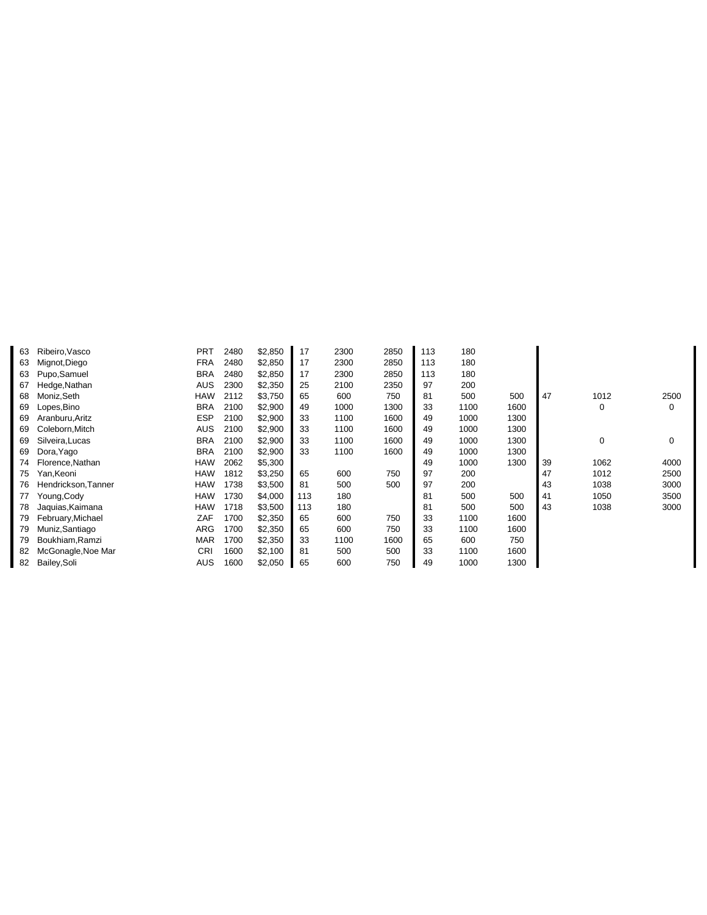| | | | | | | | | | | | | | |
|---|---|---|---|---|---|---|---|---|---|---|---|---|---|
| 63 | Ribeiro,Vasco | PRT | 2480 | $2,850 | 17 | 2300 | 2850 | 113 | 180 | | | | |
| 63 | Mignot,Diego | FRA | 2480 | $2,850 | 17 | 2300 | 2850 | 113 | 180 | | | | |
| 63 | Pupo,Samuel | BRA | 2480 | $2,850 | 17 | 2300 | 2850 | 113 | 180 | | | | |
| 67 | Hedge,Nathan | AUS | 2300 | $2,350 | 25 | 2100 | 2350 | 97 | 200 | | | | |
| 68 | Moniz,Seth | HAW | 2112 | $3,750 | 65 | 600 | 750 | 81 | 500 | 500 | 47 | 1012 | 2500 |
| 69 | Lopes,Bino | BRA | 2100 | $2,900 | 49 | 1000 | 1300 | 33 | 1100 | 1600 | | 0 | 0 |
| 69 | Aranburu,Aritz | ESP | 2100 | $2,900 | 33 | 1100 | 1600 | 49 | 1000 | 1300 | | | |
| 69 | Coleborn,Mitch | AUS | 2100 | $2,900 | 33 | 1100 | 1600 | 49 | 1000 | 1300 | | | |
| 69 | Silveira,Lucas | BRA | 2100 | $2,900 | 33 | 1100 | 1600 | 49 | 1000 | 1300 | | 0 | 0 |
| 69 | Dora,Yago | BRA | 2100 | $2,900 | 33 | 1100 | 1600 | 49 | 1000 | 1300 | | | |
| 74 | Florence,Nathan | HAW | 2062 | $5,300 | | | | 49 | 1000 | 1300 | 39 | 1062 | 4000 |
| 75 | Yan,Keoni | HAW | 1812 | $3,250 | 65 | 600 | 750 | 97 | 200 | | 47 | 1012 | 2500 |
| 76 | Hendrickson,Tanner | HAW | 1738 | $3,500 | 81 | 500 | 500 | 97 | 200 | | 43 | 1038 | 3000 |
| 77 | Young,Cody | HAW | 1730 | $4,000 | 113 | 180 | | 81 | 500 | 500 | 41 | 1050 | 3500 |
| 78 | Jaquias,Kaimana | HAW | 1718 | $3,500 | 113 | 180 | | 81 | 500 | 500 | 43 | 1038 | 3000 |
| 79 | February,Michael | ZAF | 1700 | $2,350 | 65 | 600 | 750 | 33 | 1100 | 1600 | | | |
| 79 | Muniz,Santiago | ARG | 1700 | $2,350 | 65 | 600 | 750 | 33 | 1100 | 1600 | | | |
| 79 | Boukhiam,Ramzi | MAR | 1700 | $2,350 | 33 | 1100 | 1600 | 65 | 600 | 750 | | | |
| 82 | McGonagle,Noe Mar | CRI | 1600 | $2,100 | 81 | 500 | 500 | 33 | 1100 | 1600 | | | |
| 82 | Bailey,Soli | AUS | 1600 | $2,050 | 65 | 600 | 750 | 49 | 1000 | 1300 | | | |